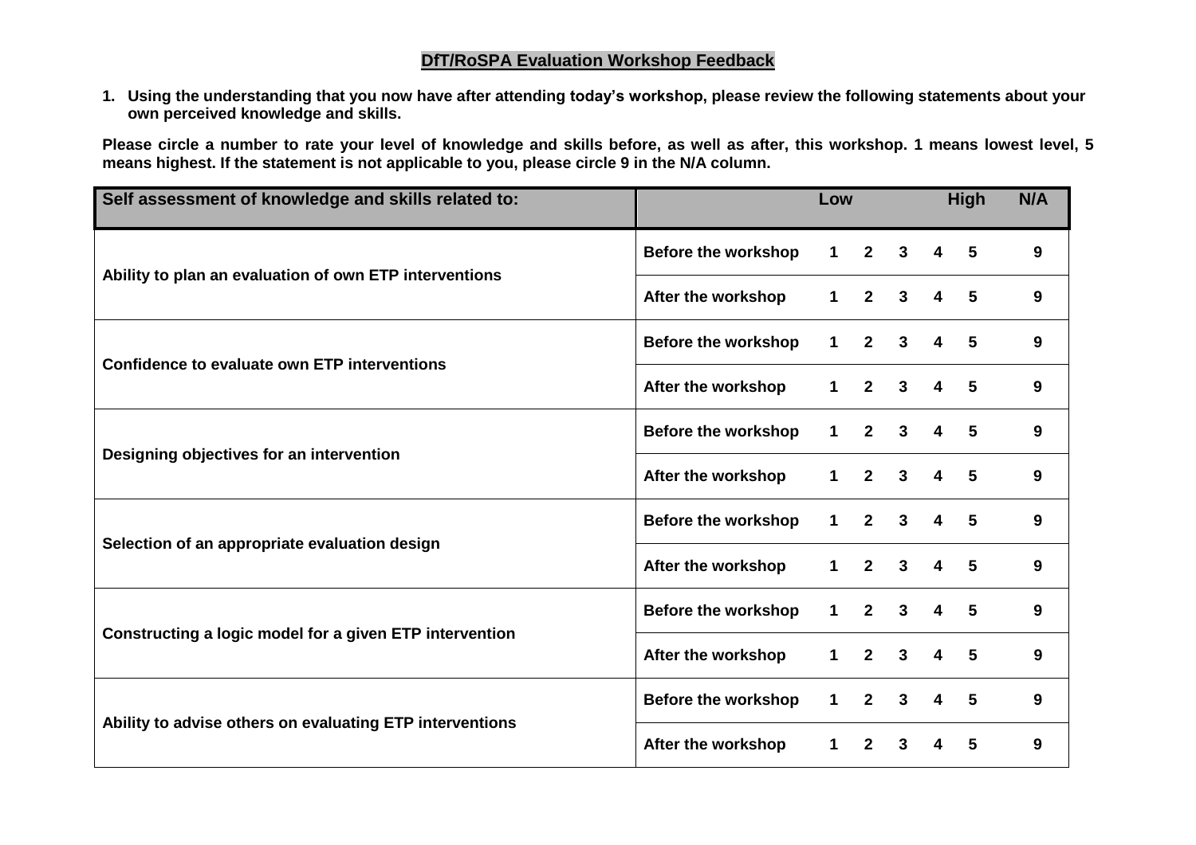# DfT/RoSPA Evaluation Workshop Feedback

**1. Using the understanding that you now have after attending today's workshop, please review the following statements about your own perceived knowledge and skills.**

**Please circle a number to rate your level of knowledge and skills before, as well as after, this workshop. 1 means lowest level, 5 means highest. If the statement is not applicable to you, please circle 9 in the N/A column.**

| Self assessment of knowledge and skills related to: | | Low | | | | High | N/A |
|---|---|---|---|---|---|---|---|
| Ability to plan an evaluation of own ETP interventions | Before the workshop | 1 | 2 | 3 | 4 | 5 | 9 |
| | After the workshop | 1 | 2 | 3 | 4 | 5 | 9 |
| Confidence to evaluate own ETP interventions | Before the workshop | 1 | 2 | 3 | 4 | 5 | 9 |
| | After the workshop | 1 | 2 | 3 | 4 | 5 | 9 |
| Designing objectives for an intervention | Before the workshop | 1 | 2 | 3 | 4 | 5 | 9 |
| | After the workshop | 1 | 2 | 3 | 4 | 5 | 9 |
| Selection of an appropriate evaluation design | Before the workshop | 1 | 2 | 3 | 4 | 5 | 9 |
| | After the workshop | 1 | 2 | 3 | 4 | 5 | 9 |
| Constructing a logic model for a given ETP intervention | Before the workshop | 1 | 2 | 3 | 4 | 5 | 9 |
| | After the workshop | 1 | 2 | 3 | 4 | 5 | 9 |
| Ability to advise others on evaluating ETP interventions | Before the workshop | 1 | 2 | 3 | 4 | 5 | 9 |
| | After the workshop | 1 | 2 | 3 | 4 | 5 | 9 |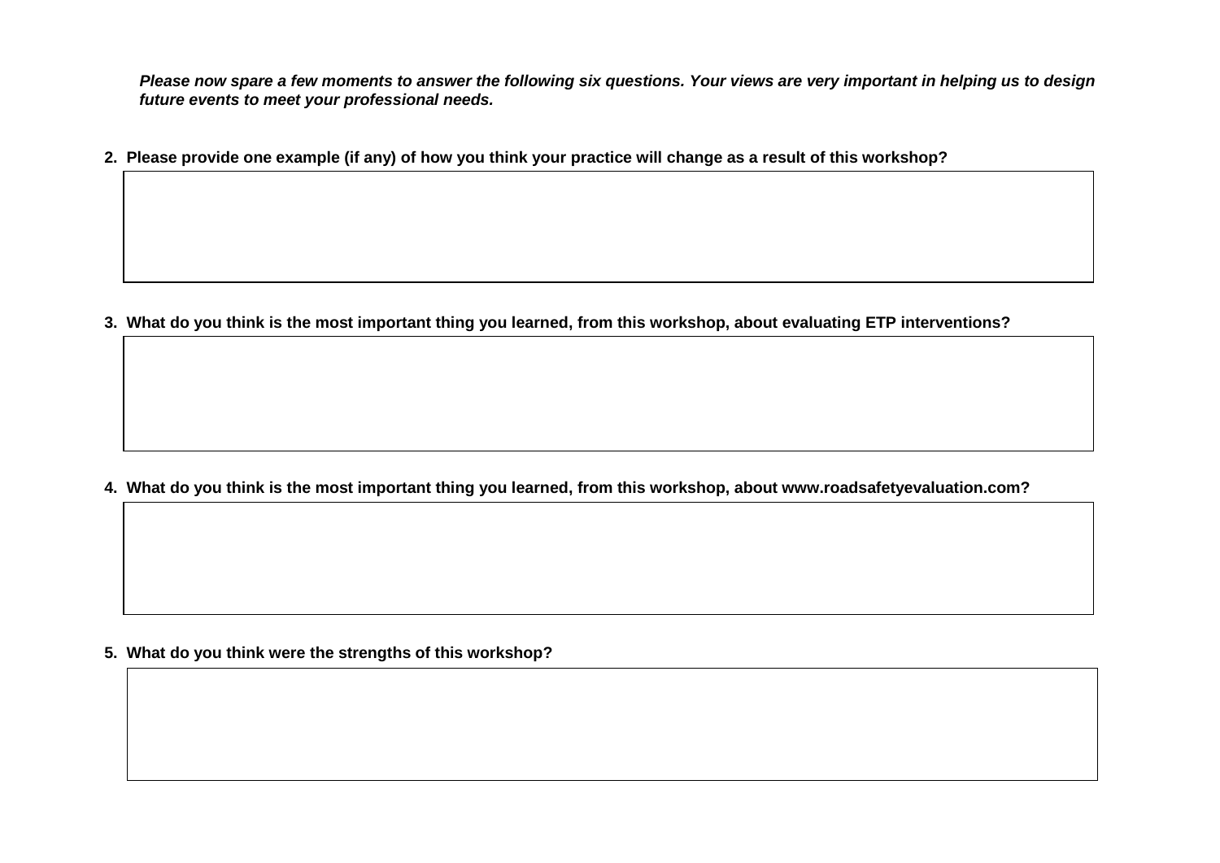***Please now spare a few moments to answer the following six questions. Your views are very important in helping us to design future events to meet your professional needs.***

**2. Please provide one example (if any) of how you think your practice will change as a result of this workshop?**

**3. What do you think is the most important thing you learned, from this workshop, about evaluating ETP interventions?**

**4. What do you think is the most important thing you learned, from this workshop, about www.roadsafetyevaluation.com?**

**5. What do you think were the strengths of this workshop?**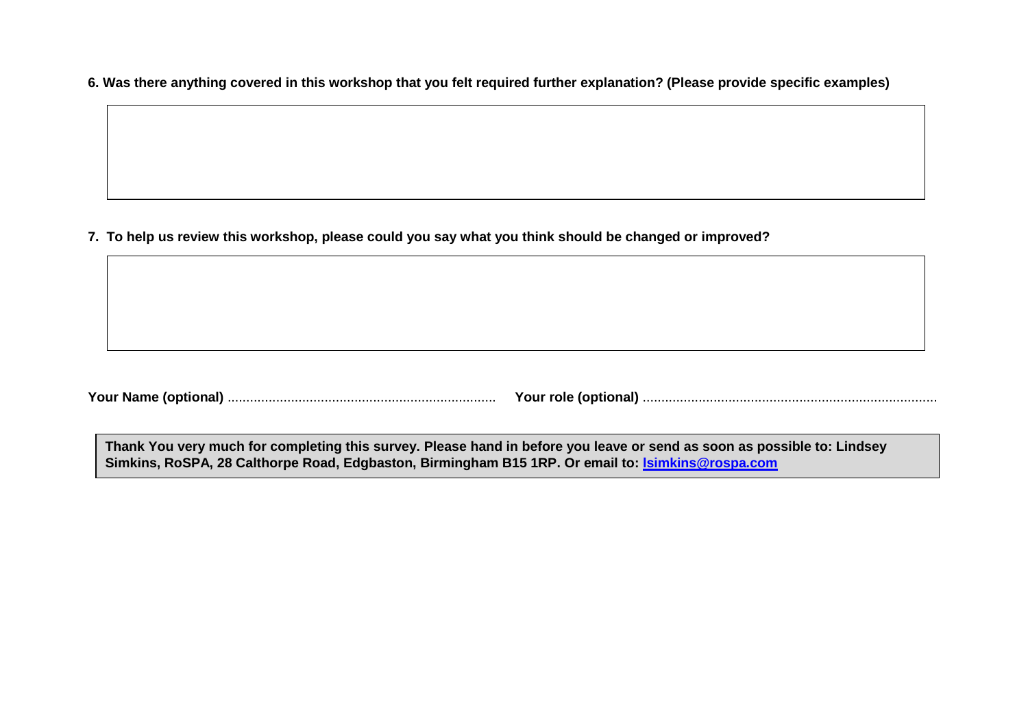**6. Was there anything covered in this workshop that you felt required further explanation? (Please provide specific examples)**

**7. To help us review this workshop, please could you say what you think should be changed or improved?**

**Your Name (optional)** ........................................................................ **Your role (optional)** ..............................................................................

**Thank You very much for completing this survey. Please hand in before you leave or send as soon as possible to: Lindsey Simkins, RoSPA, 28 Calthorpe Road, Edgbaston, Birmingham B15 1RP. Or email to: lsimkins@rospa.com**